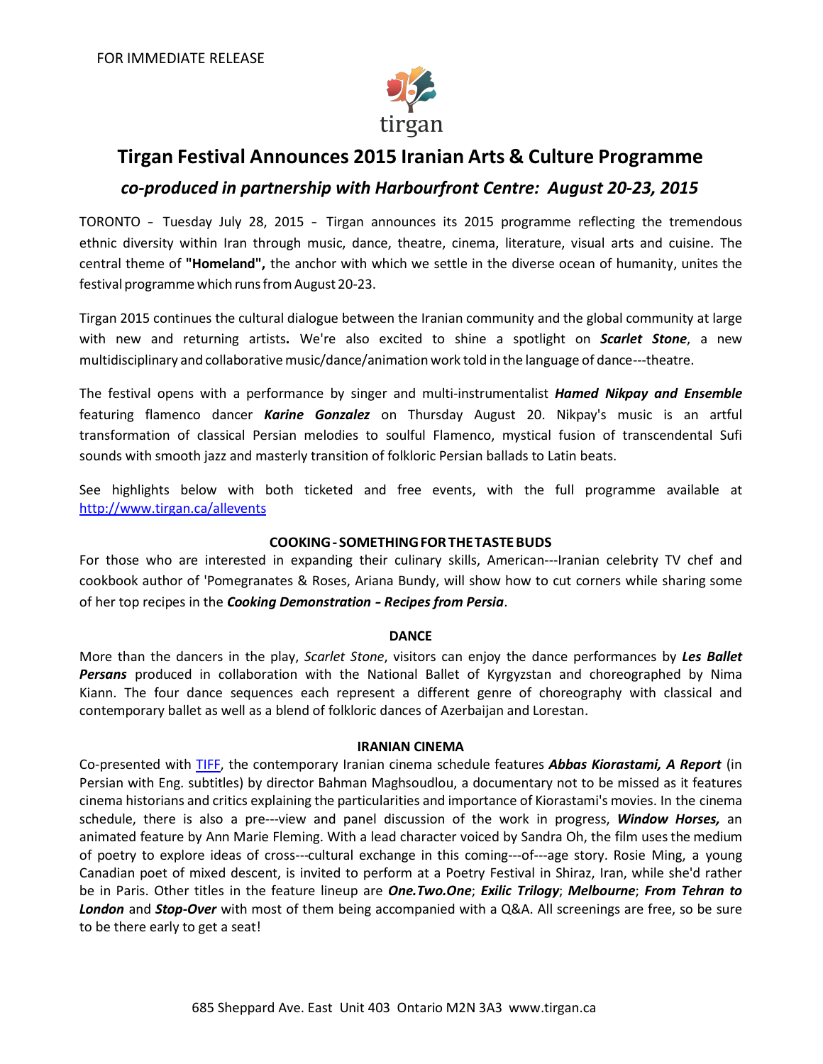FOR IMMEDIATE RELEASE

tirgan

# Tirgan Festival Announces 2015 Iranian Arts & Culture Programme

## *co-produced in partnership with Harbourfront Centre: August 20-23, 2015*

TORONTO – Tuesday July 28, 2015 – Tirgan announces its 2015 programme reflecting the tremendous ethnic diversity within Iran through music, dance, theatre, cinema, literature, visual arts and cuisine. The central theme of **"Homeland",** the anchor with which we settle in the diverse ocean of humanity, unites the festival programme which runs from August 20-23.

Tirgan 2015 continues the cultural dialogue between the Iranian community and the global community at large with new and returning artists**.** We're also excited to shine a spotlight on ***Scarlet Stone***, a new multidisciplinary and collaborative music/dance/animation work told in the language of dance---theatre.

The festival opens with a performance by singer and multi-instrumentalist ***Hamed Nikpay and Ensemble*** featuring flamenco dancer ***Karine Gonzalez*** on Thursday August 20. Nikpay's music is an artful transformation of classical Persian melodies to soulful Flamenco, mystical fusion of transcendental Sufi sounds with smooth jazz and masterly transition of folkloric Persian ballads to Latin beats.

See highlights below with both ticketed and free events, with the full programme available at http://www.tirgan.ca/allevents

### COOKING - SOMETHING FOR THE TASTE BUDS

For those who are interested in expanding their culinary skills, American---Iranian celebrity TV chef and cookbook author of 'Pomegranates & Roses, Ariana Bundy, will show how to cut corners while sharing some of her top recipes in the ***Cooking Demonstration – Recipes from Persia***.

### DANCE

More than the dancers in the play, *Scarlet Stone*, visitors can enjoy the dance performances by ***Les Ballet Persans*** produced in collaboration with the National Ballet of Kyrgyzstan and choreographed by Nima Kiann. The four dance sequences each represent a different genre of choreography with classical and contemporary ballet as well as a blend of folkloric dances of Azerbaijan and Lorestan.

### IRANIAN CINEMA

Co-presented with TIFF, the contemporary Iranian cinema schedule features ***Abbas Kiorastami, A Report*** (in Persian with Eng. subtitles) by director Bahman Maghsoudlou, a documentary not to be missed as it features cinema historians and critics explaining the particularities and importance of Kiorastami's movies. In the cinema schedule, there is also a pre---view and panel discussion of the work in progress, ***Window Horses,*** an animated feature by Ann Marie Fleming. With a lead character voiced by Sandra Oh, the film uses the medium of poetry to explore ideas of cross---cultural exchange in this coming---of---age story. Rosie Ming, a young Canadian poet of mixed descent, is invited to perform at a Poetry Festival in Shiraz, Iran, while she'd rather be in Paris. Other titles in the feature lineup are ***One.Two.One***; ***Exilic Trilogy***; ***Melbourne***; ***From Tehran to London*** and ***Stop-Over*** with most of them being accompanied with a Q&A. All screenings are free, so be sure to be there early to get a seat!

685 Sheppard Ave. East Unit 403 Ontario M2N 3A3 www.tirgan.ca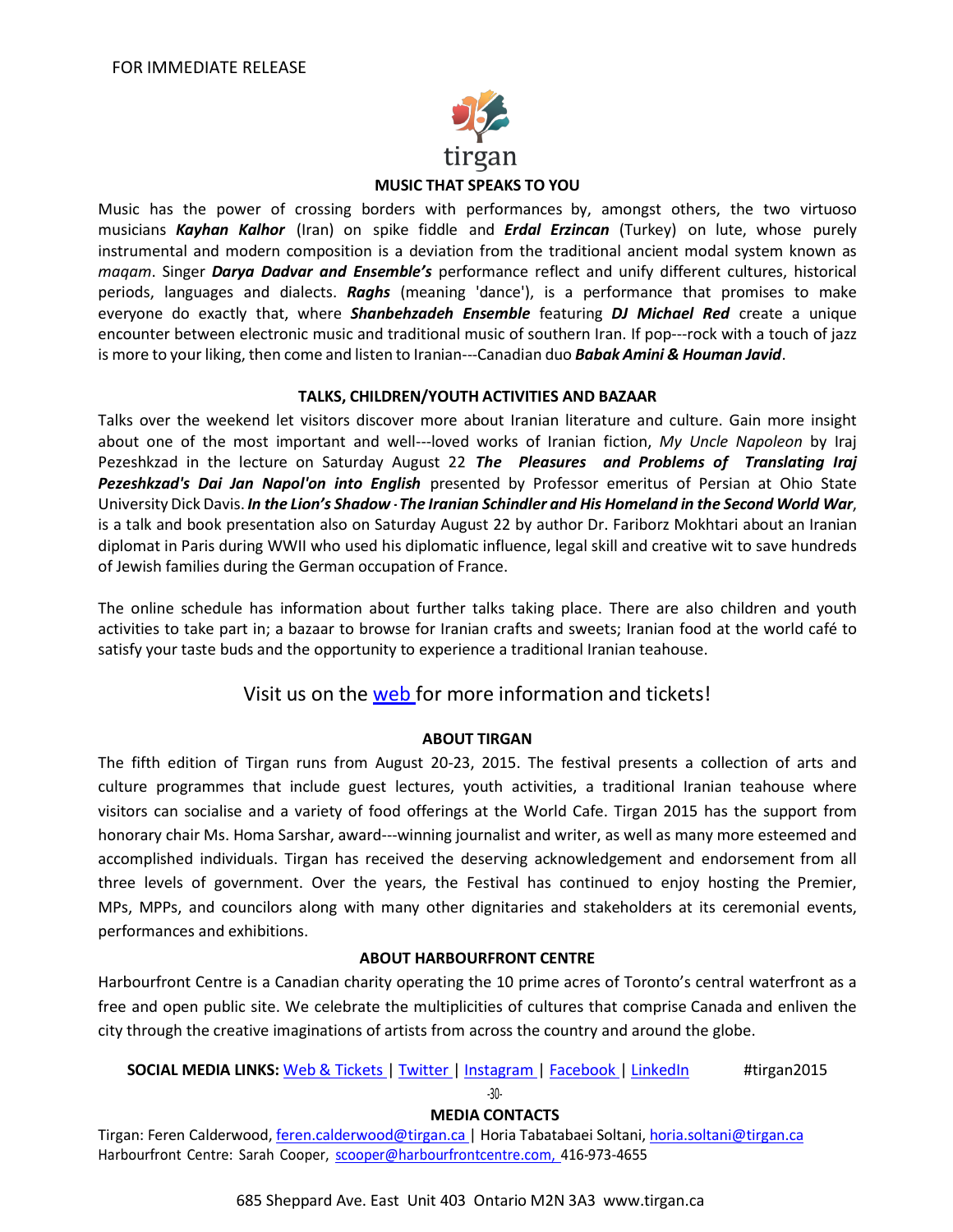FOR IMMEDIATE RELEASE

tirgan

## MUSIC THAT SPEAKS TO YOU

Music has the power of crossing borders with performances by, amongst others, the two virtuoso musicians ***Kayhan Kalhor*** (Iran) on spike fiddle and ***Erdal Erzincan*** (Turkey) on lute, whose purely instrumental and modern composition is a deviation from the traditional ancient modal system known as *maqam*. Singer ***Darya Dadvar and Ensemble's*** performance reflect and unify different cultures, historical periods, languages and dialects. ***Raghs*** (meaning 'dance'), is a performance that promises to make everyone do exactly that, where ***Shanbehzadeh Ensemble*** featuring ***DJ Michael Red*** create a unique encounter between electronic music and traditional music of southern Iran. If pop---rock with a touch of jazz is more to your liking, then come and listen to Iranian---Canadian duo ***Babak Amini & Houman Javid***.

## TALKS, CHILDREN/YOUTH ACTIVITIES AND BAZAAR

Talks over the weekend let visitors discover more about Iranian literature and culture. Gain more insight about one of the most important and well---loved works of Iranian fiction, *My Uncle Napoleon* by Iraj Pezeshkzad in the lecture on Saturday August 22 ***The Pleasures and Problems of Translating Iraj Pezeshkzad's Dai Jan Napol'on into English*** presented by Professor emeritus of Persian at Ohio State University Dick Davis. ***In the Lion's Shadow · The Iranian Schindler and His Homeland in the Second World War***, is a talk and book presentation also on Saturday August 22 by author Dr. Fariborz Mokhtari about an Iranian diplomat in Paris during WWII who used his diplomatic influence, legal skill and creative wit to save hundreds of Jewish families during the German occupation of France.

The online schedule has information about further talks taking place. There are also children and youth activities to take part in; a bazaar to browse for Iranian crafts and sweets; Iranian food at the world café to satisfy your taste buds and the opportunity to experience a traditional Iranian teahouse.

Visit us on the web for more information and tickets!

## ABOUT TIRGAN

The fifth edition of Tirgan runs from August 20-23, 2015. The festival presents a collection of arts and culture programmes that include guest lectures, youth activities, a traditional Iranian teahouse where visitors can socialise and a variety of food offerings at the World Cafe. Tirgan 2015 has the support from honorary chair Ms. Homa Sarshar, award---winning journalist and writer, as well as many more esteemed and accomplished individuals. Tirgan has received the deserving acknowledgement and endorsement from all three levels of government. Over the years, the Festival has continued to enjoy hosting the Premier, MPs, MPPs, and councilors along with many other dignitaries and stakeholders at its ceremonial events, performances and exhibitions.

## ABOUT HARBOURFRONT CENTRE

Harbourfront Centre is a Canadian charity operating the 10 prime acres of Toronto's central waterfront as a free and open public site. We celebrate the multiplicities of cultures that comprise Canada and enliven the city through the creative imaginations of artists from across the country and around the globe.

**SOCIAL MEDIA LINKS:** Web & Tickets | Twitter | Instagram | Facebook | LinkedIn #tirgan2015

-30-

## MEDIA CONTACTS

Tirgan: Feren Calderwood, feren.calderwood@tirgan.ca | Horia Tabatabaei Soltani, horia.soltani@tirgan.ca
Harbourfront Centre: Sarah Cooper, scooper@harbourfrontcentre.com, 416-973-4655

685 Sheppard Ave. East Unit 403 Ontario M2N 3A3 www.tirgan.ca